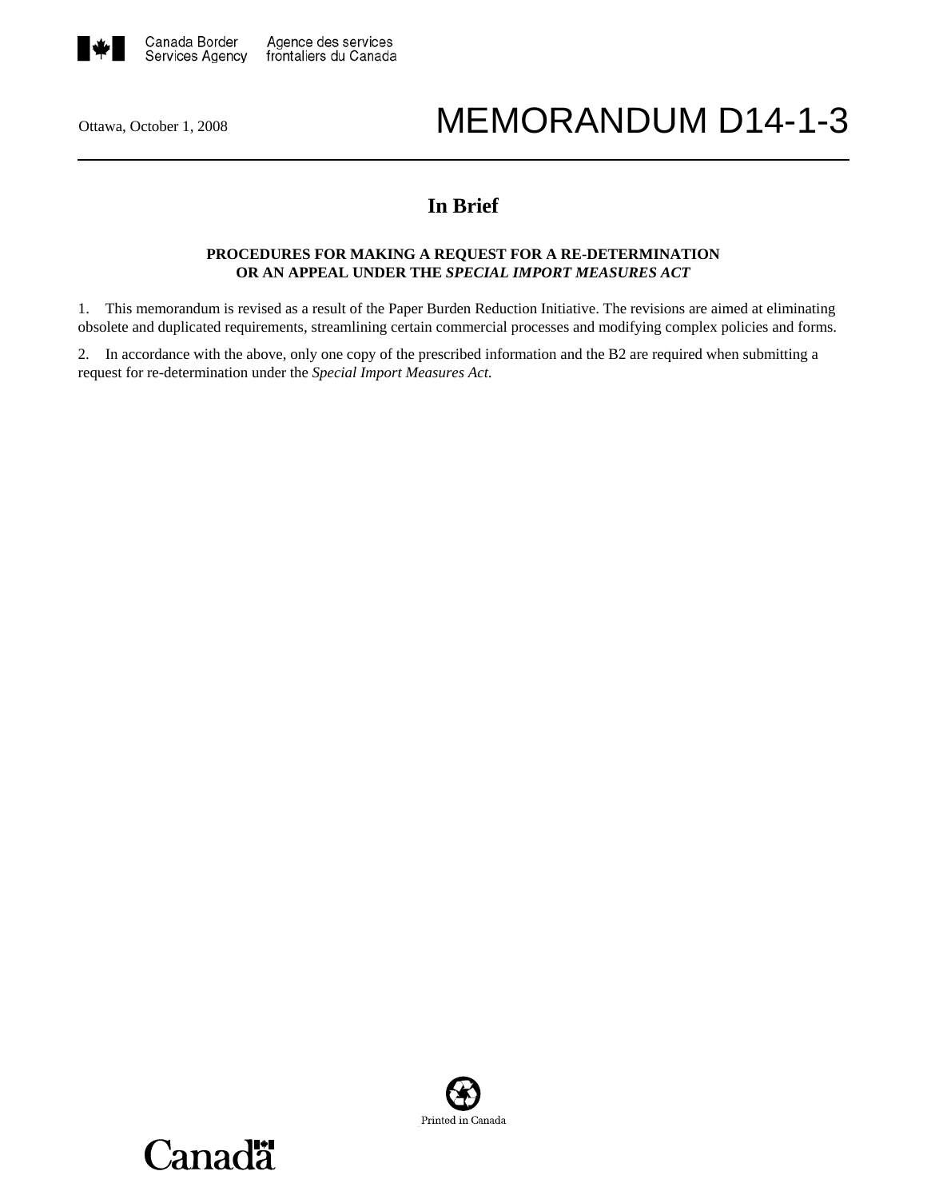Canada Border Services Agency | Agence des services frontaliers du Canada

Ottawa, October 1, 2008

# MEMORANDUM D14-1-3

## In Brief

**PROCEDURES FOR MAKING A REQUEST FOR A RE-DETERMINATION OR AN APPEAL UNDER THE *SPECIAL IMPORT MEASURES ACT***

1. This memorandum is revised as a result of the Paper Burden Reduction Initiative. The revisions are aimed at eliminating obsolete and duplicated requirements, streamlining certain commercial processes and modifying complex policies and forms.

2. In accordance with the above, only one copy of the prescribed information and the B2 are required when submitting a request for re-determination under the *Special Import Measures Act.*

Printed in Canada

Canada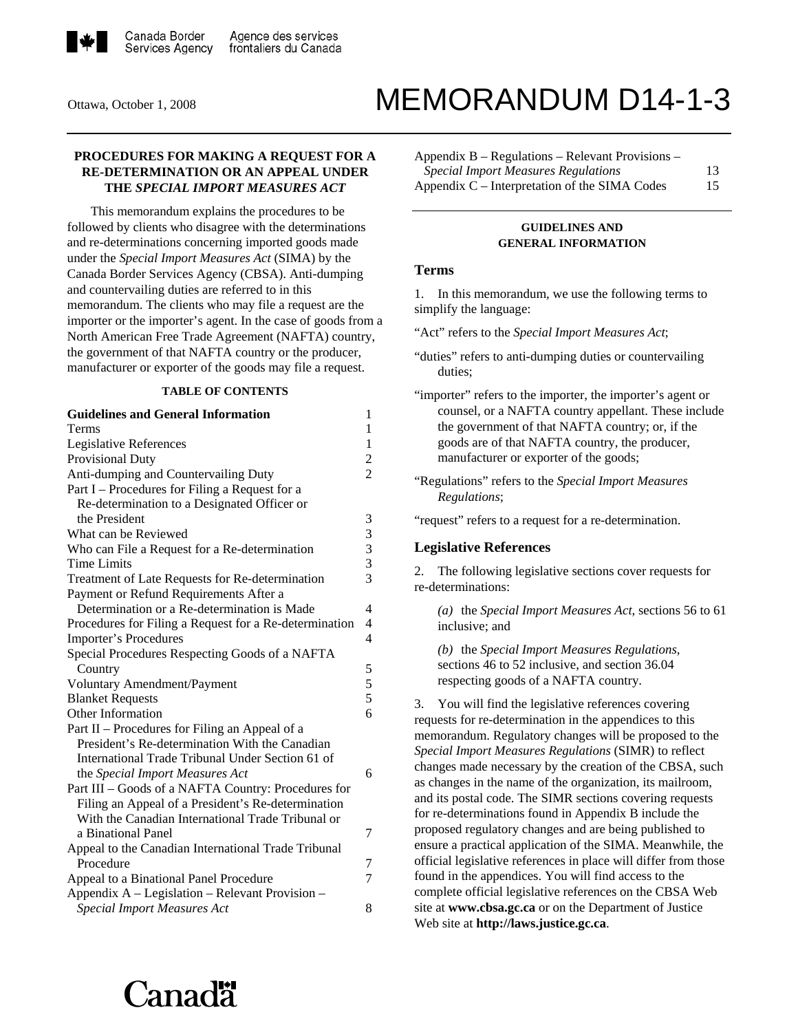Canada Border Services Agency / Agence des services frontaliers du Canada

Ottawa, October 1, 2008

# MEMORANDUM D14-1-3

## PROCEDURES FOR MAKING A REQUEST FOR A RE-DETERMINATION OR AN APPEAL UNDER THE *SPECIAL IMPORT MEASURES ACT*

This memorandum explains the procedures to be followed by clients who disagree with the determinations and re-determinations concerning imported goods made under the *Special Import Measures Act* (SIMA) by the Canada Border Services Agency (CBSA). Anti-dumping and countervailing duties are referred to in this memorandum. The clients who may file a request are the importer or the importer's agent. In the case of goods from a North American Free Trade Agreement (NAFTA) country, the government of that NAFTA country or the producer, manufacturer or exporter of the goods may file a request.

**TABLE OF CONTENTS**

| | |
|---|---|
| **Guidelines and General Information** | 1 |
| Terms | 1 |
| Legislative References | 1 |
| Provisional Duty | 2 |
| Anti-dumping and Countervailing Duty | 2 |
| Part I – Procedures for Filing a Request for a Re-determination to a Designated Officer or the President | 3 |
| What can be Reviewed | 3 |
| Who can File a Request for a Re-determination | 3 |
| Time Limits | 3 |
| Treatment of Late Requests for Re-determination | 3 |
| Payment or Refund Requirements After a Determination or a Re-determination is Made | 4 |
| Procedures for Filing a Request for a Re-determination | 4 |
| Importer's Procedures | 4 |
| Special Procedures Respecting Goods of a NAFTA Country | 5 |
| Voluntary Amendment/Payment | 5 |
| Blanket Requests | 5 |
| Other Information | 6 |
| Part II – Procedures for Filing an Appeal of a President's Re-determination With the Canadian International Trade Tribunal Under Section 61 of the *Special Import Measures Act* | 6 |
| Part III – Goods of a NAFTA Country: Procedures for Filing an Appeal of a President's Re-determination With the Canadian International Trade Tribunal or a Binational Panel | 7 |
| Appeal to the Canadian International Trade Tribunal Procedure | 7 |
| Appeal to a Binational Panel Procedure | 7 |
| Appendix A – Legislation – Relevant Provision – *Special Import Measures Act* | 8 |
| Appendix B – Regulations – Relevant Provisions – *Special Import Measures Regulations* | 13 |
| Appendix C – Interpretation of the SIMA Codes | 15 |

## GUIDELINES AND GENERAL INFORMATION

### Terms

1. In this memorandum, we use the following terms to simplify the language:

"Act" refers to the *Special Import Measures Act*;

"duties" refers to anti-dumping duties or countervailing duties;

"importer" refers to the importer, the importer's agent or counsel, or a NAFTA country appellant. These include the government of that NAFTA country; or, if the goods are of that NAFTA country, the producer, manufacturer or exporter of the goods;

"Regulations" refers to the *Special Import Measures Regulations*;

"request" refers to a request for a re-determination.

### Legislative References

2. The following legislative sections cover requests for re-determinations:

*(a)* the *Special Import Measures Act*, sections 56 to 61 inclusive; and

*(b)* the *Special Import Measures Regulations*, sections 46 to 52 inclusive, and section 36.04 respecting goods of a NAFTA country.

3. You will find the legislative references covering requests for re-determination in the appendices to this memorandum. Regulatory changes will be proposed to the *Special Import Measures Regulations* (SIMR) to reflect changes made necessary by the creation of the CBSA, such as changes in the name of the organization, its mailroom, and its postal code. The SIMR sections covering requests for re-determinations found in Appendix B include the proposed regulatory changes and are being published to ensure a practical application of the SIMA. Meanwhile, the official legislative references in place will differ from those found in the appendices. You will find access to the complete official legislative references on the CBSA Web site at **www.cbsa.gc.ca** or on the Department of Justice Web site at **http://laws.justice.gc.ca**.

Canada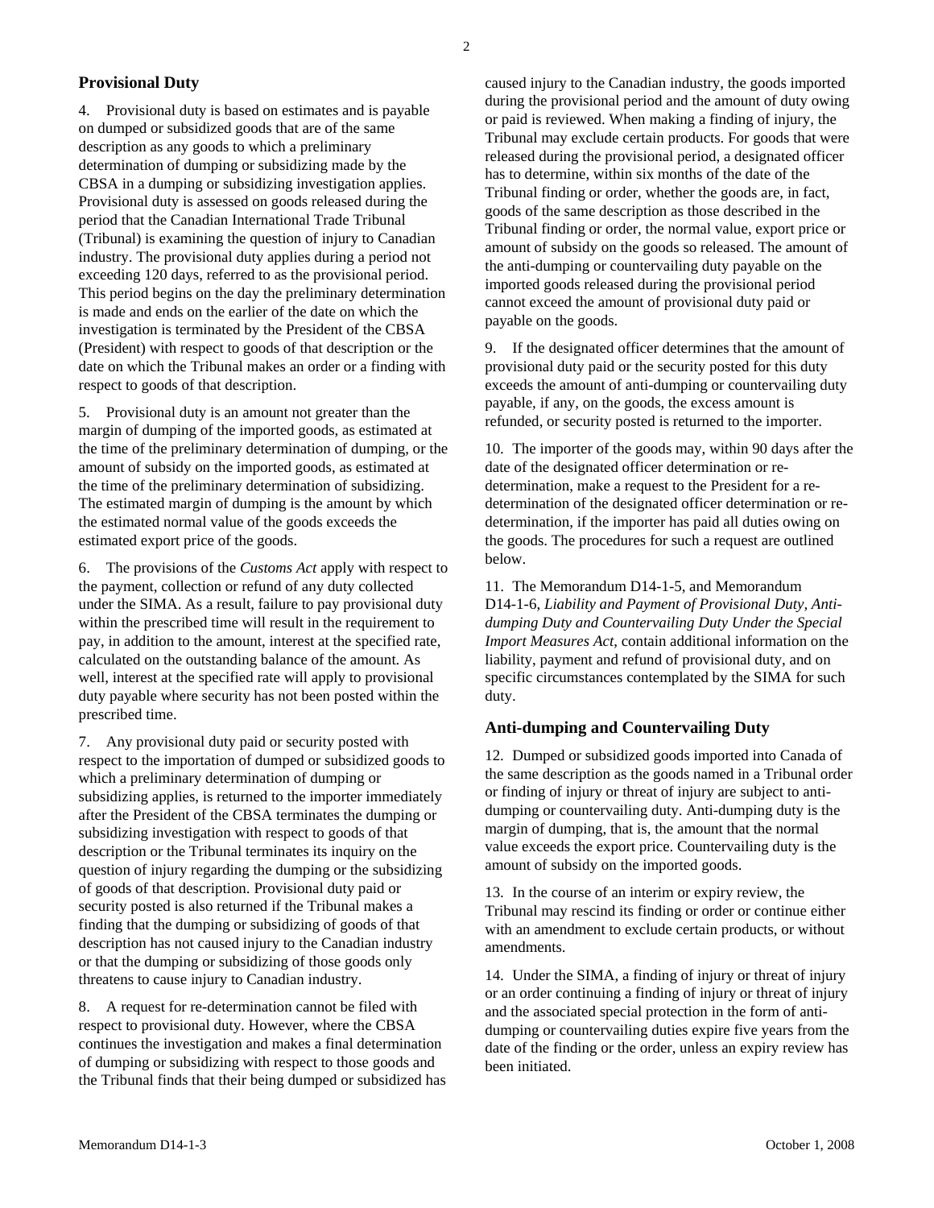## Provisional Duty

4. Provisional duty is based on estimates and is payable on dumped or subsidized goods that are of the same description as any goods to which a preliminary determination of dumping or subsidizing made by the CBSA in a dumping or subsidizing investigation applies. Provisional duty is assessed on goods released during the period that the Canadian International Trade Tribunal (Tribunal) is examining the question of injury to Canadian industry. The provisional duty applies during a period not exceeding 120 days, referred to as the provisional period. This period begins on the day the preliminary determination is made and ends on the earlier of the date on which the investigation is terminated by the President of the CBSA (President) with respect to goods of that description or the date on which the Tribunal makes an order or a finding with respect to goods of that description.

5. Provisional duty is an amount not greater than the margin of dumping of the imported goods, as estimated at the time of the preliminary determination of dumping, or the amount of subsidy on the imported goods, as estimated at the time of the preliminary determination of subsidizing. The estimated margin of dumping is the amount by which the estimated normal value of the goods exceeds the estimated export price of the goods.

6. The provisions of the *Customs Act* apply with respect to the payment, collection or refund of any duty collected under the SIMA. As a result, failure to pay provisional duty within the prescribed time will result in the requirement to pay, in addition to the amount, interest at the specified rate, calculated on the outstanding balance of the amount. As well, interest at the specified rate will apply to provisional duty payable where security has not been posted within the prescribed time.

7. Any provisional duty paid or security posted with respect to the importation of dumped or subsidized goods to which a preliminary determination of dumping or subsidizing applies, is returned to the importer immediately after the President of the CBSA terminates the dumping or subsidizing investigation with respect to goods of that description or the Tribunal terminates its inquiry on the question of injury regarding the dumping or the subsidizing of goods of that description. Provisional duty paid or security posted is also returned if the Tribunal makes a finding that the dumping or subsidizing of goods of that description has not caused injury to the Canadian industry or that the dumping or subsidizing of those goods only threatens to cause injury to Canadian industry.

8. A request for re-determination cannot be filed with respect to provisional duty. However, where the CBSA continues the investigation and makes a final determination of dumping or subsidizing with respect to those goods and the Tribunal finds that their being dumped or subsidized has caused injury to the Canadian industry, the goods imported during the provisional period and the amount of duty owing or paid is reviewed. When making a finding of injury, the Tribunal may exclude certain products. For goods that were released during the provisional period, a designated officer has to determine, within six months of the date of the Tribunal finding or order, whether the goods are, in fact, goods of the same description as those described in the Tribunal finding or order, the normal value, export price or amount of subsidy on the goods so released. The amount of the anti-dumping or countervailing duty payable on the imported goods released during the provisional period cannot exceed the amount of provisional duty paid or payable on the goods.

9. If the designated officer determines that the amount of provisional duty paid or the security posted for this duty exceeds the amount of anti-dumping or countervailing duty payable, if any, on the goods, the excess amount is refunded, or security posted is returned to the importer.

10. The importer of the goods may, within 90 days after the date of the designated officer determination or re-determination, make a request to the President for a re-determination of the designated officer determination or re-determination, if the importer has paid all duties owing on the goods. The procedures for such a request are outlined below.

11. The Memorandum D14-1-5, and Memorandum D14-1-6, *Liability and Payment of Provisional Duty, Anti-dumping Duty and Countervailing Duty Under the Special Import Measures Act*, contain additional information on the liability, payment and refund of provisional duty, and on specific circumstances contemplated by the SIMA for such duty.

## Anti-dumping and Countervailing Duty

12. Dumped or subsidized goods imported into Canada of the same description as the goods named in a Tribunal order or finding of injury or threat of injury are subject to anti-dumping or countervailing duty. Anti-dumping duty is the margin of dumping, that is, the amount that the normal value exceeds the export price. Countervailing duty is the amount of subsidy on the imported goods.

13. In the course of an interim or expiry review, the Tribunal may rescind its finding or order or continue either with an amendment to exclude certain products, or without amendments.

14. Under the SIMA, a finding of injury or threat of injury or an order continuing a finding of injury or threat of injury and the associated special protection in the form of anti-dumping or countervailing duties expire five years from the date of the finding or the order, unless an expiry review has been initiated.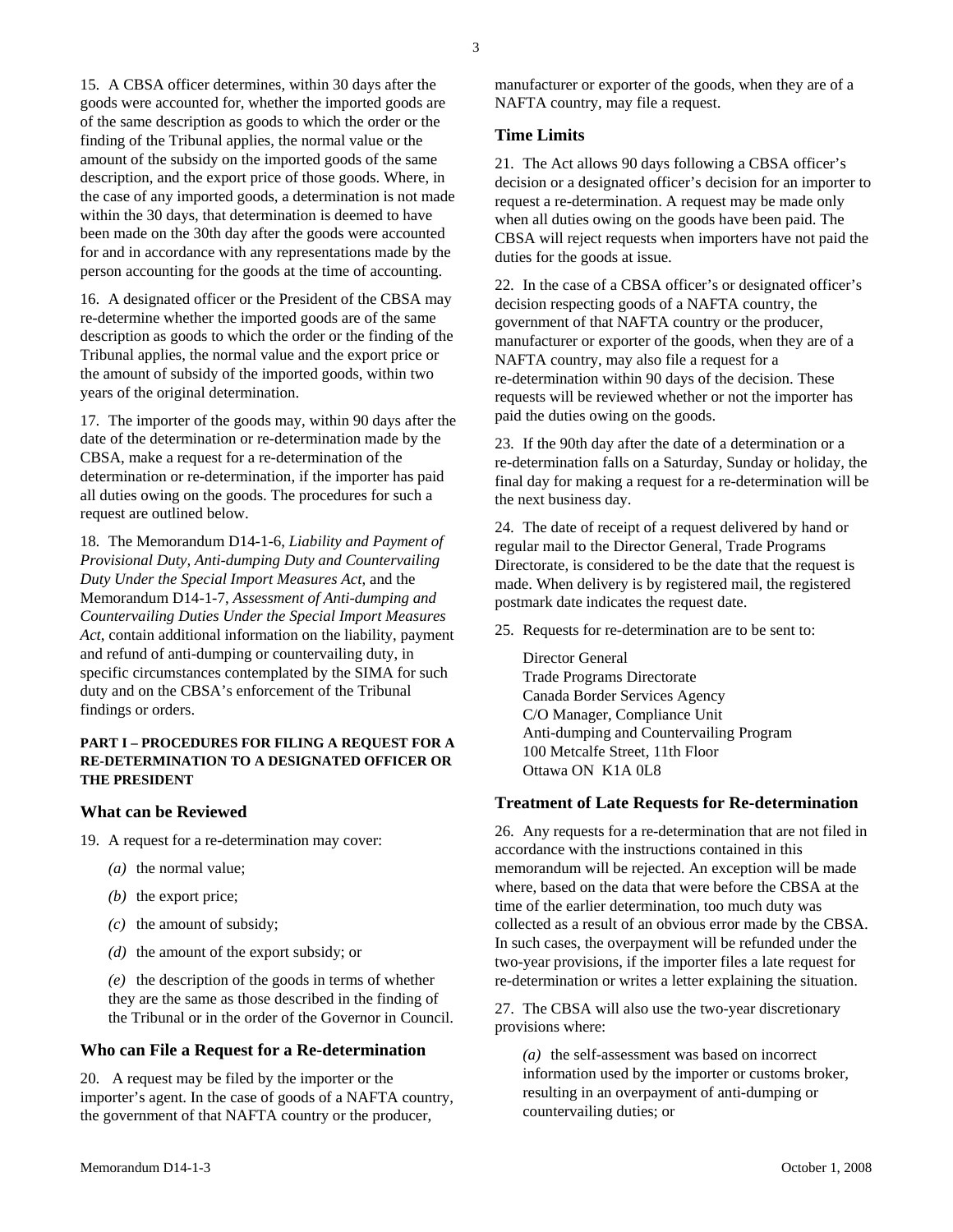15. A CBSA officer determines, within 30 days after the goods were accounted for, whether the imported goods are of the same description as goods to which the order or the finding of the Tribunal applies, the normal value or the amount of the subsidy on the imported goods of the same description, and the export price of those goods. Where, in the case of any imported goods, a determination is not made within the 30 days, that determination is deemed to have been made on the 30th day after the goods were accounted for and in accordance with any representations made by the person accounting for the goods at the time of accounting.

16. A designated officer or the President of the CBSA may re-determine whether the imported goods are of the same description as goods to which the order or the finding of the Tribunal applies, the normal value and the export price or the amount of subsidy of the imported goods, within two years of the original determination.

17. The importer of the goods may, within 90 days after the date of the determination or re-determination made by the CBSA, make a request for a re-determination of the determination or re-determination, if the importer has paid all duties owing on the goods. The procedures for such a request are outlined below.

18. The Memorandum D14-1-6, *Liability and Payment of Provisional Duty, Anti-dumping Duty and Countervailing Duty Under the Special Import Measures Act*, and the Memorandum D14-1-7, *Assessment of Anti-dumping and Countervailing Duties Under the Special Import Measures Act*, contain additional information on the liability, payment and refund of anti-dumping or countervailing duty, in specific circumstances contemplated by the SIMA for such duty and on the CBSA's enforcement of the Tribunal findings or orders.

**PART I – PROCEDURES FOR FILING A REQUEST FOR A RE-DETERMINATION TO A DESIGNATED OFFICER OR THE PRESIDENT**

### What can be Reviewed

19. A request for a re-determination may cover:

*(a)* the normal value;

*(b)* the export price;

*(c)* the amount of subsidy;

*(d)* the amount of the export subsidy; or

*(e)* the description of the goods in terms of whether they are the same as those described in the finding of the Tribunal or in the order of the Governor in Council.

### Who can File a Request for a Re-determination

20. A request may be filed by the importer or the importer's agent. In the case of goods of a NAFTA country, the government of that NAFTA country or the producer, manufacturer or exporter of the goods, when they are of a NAFTA country, may file a request.

### Time Limits

21. The Act allows 90 days following a CBSA officer's decision or a designated officer's decision for an importer to request a re-determination. A request may be made only when all duties owing on the goods have been paid. The CBSA will reject requests when importers have not paid the duties for the goods at issue.

22. In the case of a CBSA officer's or designated officer's decision respecting goods of a NAFTA country, the government of that NAFTA country or the producer, manufacturer or exporter of the goods, when they are of a NAFTA country, may also file a request for a re-determination within 90 days of the decision. These requests will be reviewed whether or not the importer has paid the duties owing on the goods.

23. If the 90th day after the date of a determination or a re-determination falls on a Saturday, Sunday or holiday, the final day for making a request for a re-determination will be the next business day.

24. The date of receipt of a request delivered by hand or regular mail to the Director General, Trade Programs Directorate, is considered to be the date that the request is made. When delivery is by registered mail, the registered postmark date indicates the request date.

25. Requests for re-determination are to be sent to:

Director General
Trade Programs Directorate
Canada Border Services Agency
C/O Manager, Compliance Unit
Anti-dumping and Countervailing Program
100 Metcalfe Street, 11th Floor
Ottawa ON K1A 0L8

### Treatment of Late Requests for Re-determination

26. Any requests for a re-determination that are not filed in accordance with the instructions contained in this memorandum will be rejected. An exception will be made where, based on the data that were before the CBSA at the time of the earlier determination, too much duty was collected as a result of an obvious error made by the CBSA. In such cases, the overpayment will be refunded under the two-year provisions, if the importer files a late request for re-determination or writes a letter explaining the situation.

27. The CBSA will also use the two-year discretionary provisions where:

*(a)* the self-assessment was based on incorrect information used by the importer or customs broker, resulting in an overpayment of anti-dumping or countervailing duties; or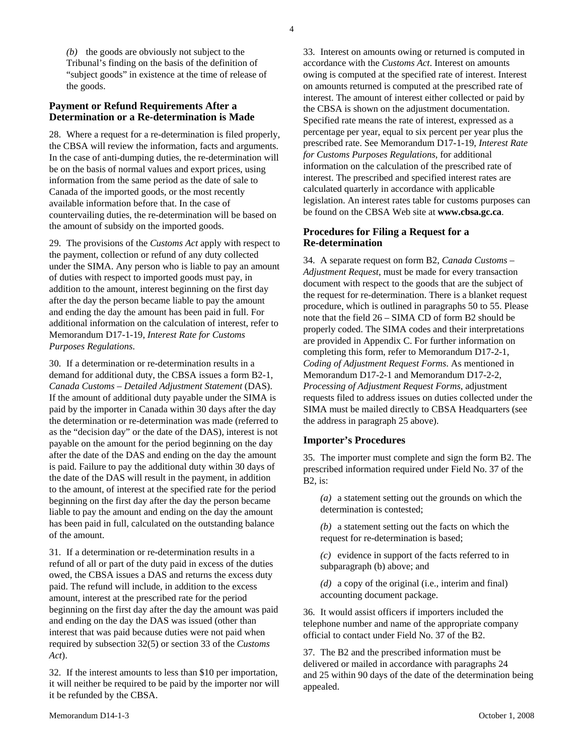*(b)* the goods are obviously not subject to the Tribunal's finding on the basis of the definition of "subject goods" in existence at the time of release of the goods.

### Payment or Refund Requirements After a Determination or a Re-determination is Made

28. Where a request for a re-determination is filed properly, the CBSA will review the information, facts and arguments. In the case of anti-dumping duties, the re-determination will be on the basis of normal values and export prices, using information from the same period as the date of sale to Canada of the imported goods, or the most recently available information before that. In the case of countervailing duties, the re-determination will be based on the amount of subsidy on the imported goods.

29. The provisions of the *Customs Act* apply with respect to the payment, collection or refund of any duty collected under the SIMA. Any person who is liable to pay an amount of duties with respect to imported goods must pay, in addition to the amount, interest beginning on the first day after the day the person became liable to pay the amount and ending the day the amount has been paid in full. For additional information on the calculation of interest, refer to Memorandum D17-1-19, *Interest Rate for Customs Purposes Regulations*.

30. If a determination or re-determination results in a demand for additional duty, the CBSA issues a form B2-1, *Canada Customs – Detailed Adjustment Statement* (DAS). If the amount of additional duty payable under the SIMA is paid by the importer in Canada within 30 days after the day the determination or re-determination was made (referred to as the "decision day" or the date of the DAS), interest is not payable on the amount for the period beginning on the day after the date of the DAS and ending on the day the amount is paid. Failure to pay the additional duty within 30 days of the date of the DAS will result in the payment, in addition to the amount, of interest at the specified rate for the period beginning on the first day after the day the person became liable to pay the amount and ending on the day the amount has been paid in full, calculated on the outstanding balance of the amount.

31. If a determination or re-determination results in a refund of all or part of the duty paid in excess of the duties owed, the CBSA issues a DAS and returns the excess duty paid. The refund will include, in addition to the excess amount, interest at the prescribed rate for the period beginning on the first day after the day the amount was paid and ending on the day the DAS was issued (other than interest that was paid because duties were not paid when required by subsection 32(5) or section 33 of the *Customs Act*).

32. If the interest amounts to less than $10 per importation, it will neither be required to be paid by the importer nor will it be refunded by the CBSA.

33. Interest on amounts owing or returned is computed in accordance with the *Customs Act*. Interest on amounts owing is computed at the specified rate of interest. Interest on amounts returned is computed at the prescribed rate of interest. The amount of interest either collected or paid by the CBSA is shown on the adjustment documentation. Specified rate means the rate of interest, expressed as a percentage per year, equal to six percent per year plus the prescribed rate. See Memorandum D17-1-19, *Interest Rate for Customs Purposes Regulations*, for additional information on the calculation of the prescribed rate of interest. The prescribed and specified interest rates are calculated quarterly in accordance with applicable legislation. An interest rates table for customs purposes can be found on the CBSA Web site at **www.cbsa.gc.ca**.

### Procedures for Filing a Request for a Re-determination

34. A separate request on form B2, *Canada Customs – Adjustment Request*, must be made for every transaction document with respect to the goods that are the subject of the request for re-determination. There is a blanket request procedure, which is outlined in paragraphs 50 to 55. Please note that the field 26 – SIMA CD of form B2 should be properly coded. The SIMA codes and their interpretations are provided in Appendix C. For further information on completing this form, refer to Memorandum D17-2-1, *Coding of Adjustment Request Forms*. As mentioned in Memorandum D17-2-1 and Memorandum D17-2-2, *Processing of Adjustment Request Forms*, adjustment requests filed to address issues on duties collected under the SIMA must be mailed directly to CBSA Headquarters (see the address in paragraph 25 above).

### Importer's Procedures

35. The importer must complete and sign the form B2. The prescribed information required under Field No. 37 of the B2, is:

*(a)* a statement setting out the grounds on which the determination is contested;

*(b)* a statement setting out the facts on which the request for re-determination is based;

*(c)* evidence in support of the facts referred to in subparagraph (b) above; and

*(d)* a copy of the original (i.e., interim and final) accounting document package.

36. It would assist officers if importers included the telephone number and name of the appropriate company official to contact under Field No. 37 of the B2.

37. The B2 and the prescribed information must be delivered or mailed in accordance with paragraphs 24 and 25 within 90 days of the date of the determination being appealed.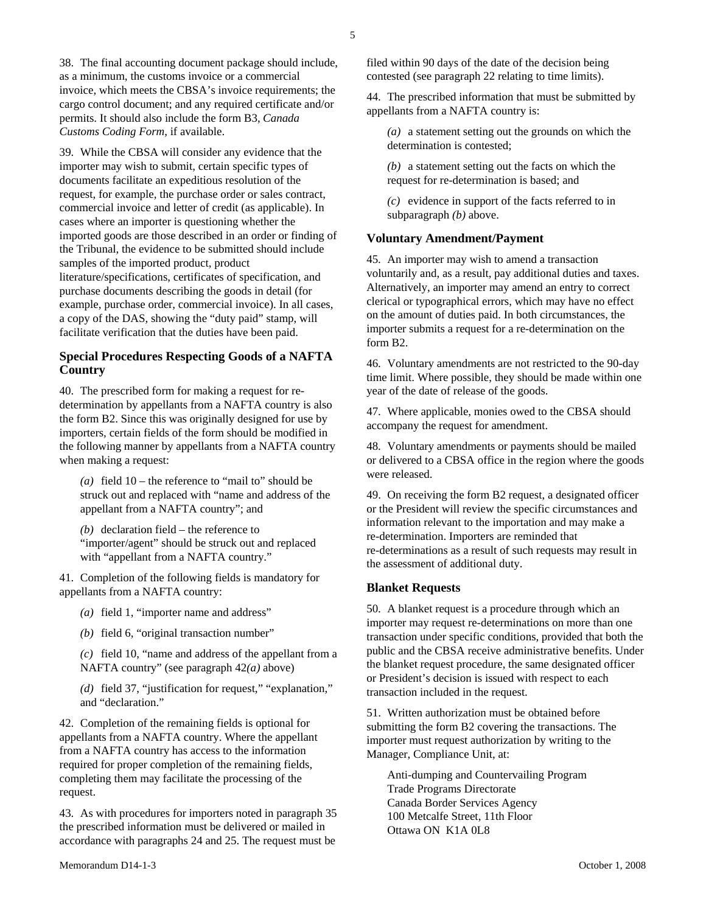38. The final accounting document package should include, as a minimum, the customs invoice or a commercial invoice, which meets the CBSA's invoice requirements; the cargo control document; and any required certificate and/or permits. It should also include the form B3, *Canada Customs Coding Form*, if available.

39. While the CBSA will consider any evidence that the importer may wish to submit, certain specific types of documents facilitate an expeditious resolution of the request, for example, the purchase order or sales contract, commercial invoice and letter of credit (as applicable). In cases where an importer is questioning whether the imported goods are those described in an order or finding of the Tribunal, the evidence to be submitted should include samples of the imported product, product literature/specifications, certificates of specification, and purchase documents describing the goods in detail (for example, purchase order, commercial invoice). In all cases, a copy of the DAS, showing the "duty paid" stamp, will facilitate verification that the duties have been paid.

### Special Procedures Respecting Goods of a NAFTA Country

40. The prescribed form for making a request for re-determination by appellants from a NAFTA country is also the form B2. Since this was originally designed for use by importers, certain fields of the form should be modified in the following manner by appellants from a NAFTA country when making a request:

*(a)* field 10 – the reference to "mail to" should be struck out and replaced with "name and address of the appellant from a NAFTA country"; and

*(b)* declaration field – the reference to "importer/agent" should be struck out and replaced with "appellant from a NAFTA country."

41. Completion of the following fields is mandatory for appellants from a NAFTA country:

*(a)* field 1, "importer name and address"

*(b)* field 6, "original transaction number"

*(c)* field 10, "name and address of the appellant from a NAFTA country" (see paragraph 42*(a)* above)

*(d)* field 37, "justification for request," "explanation," and "declaration."

42. Completion of the remaining fields is optional for appellants from a NAFTA country. Where the appellant from a NAFTA country has access to the information required for proper completion of the remaining fields, completing them may facilitate the processing of the request.

43. As with procedures for importers noted in paragraph 35 the prescribed information must be delivered or mailed in accordance with paragraphs 24 and 25. The request must be filed within 90 days of the date of the decision being contested (see paragraph 22 relating to time limits).

44. The prescribed information that must be submitted by appellants from a NAFTA country is:

*(a)* a statement setting out the grounds on which the determination is contested;

*(b)* a statement setting out the facts on which the request for re-determination is based; and

*(c)* evidence in support of the facts referred to in subparagraph *(b)* above.

### Voluntary Amendment/Payment

45. An importer may wish to amend a transaction voluntarily and, as a result, pay additional duties and taxes. Alternatively, an importer may amend an entry to correct clerical or typographical errors, which may have no effect on the amount of duties paid. In both circumstances, the importer submits a request for a re-determination on the form B2.

46. Voluntary amendments are not restricted to the 90-day time limit. Where possible, they should be made within one year of the date of release of the goods.

47. Where applicable, monies owed to the CBSA should accompany the request for amendment.

48. Voluntary amendments or payments should be mailed or delivered to a CBSA office in the region where the goods were released.

49. On receiving the form B2 request, a designated officer or the President will review the specific circumstances and information relevant to the importation and may make a re-determination. Importers are reminded that re-determinations as a result of such requests may result in the assessment of additional duty.

### Blanket Requests

50. A blanket request is a procedure through which an importer may request re-determinations on more than one transaction under specific conditions, provided that both the public and the CBSA receive administrative benefits. Under the blanket request procedure, the same designated officer or President's decision is issued with respect to each transaction included in the request.

51. Written authorization must be obtained before submitting the form B2 covering the transactions. The importer must request authorization by writing to the Manager, Compliance Unit, at:

Anti-dumping and Countervailing Program
Trade Programs Directorate
Canada Border Services Agency
100 Metcalfe Street, 11th Floor
Ottawa ON K1A 0L8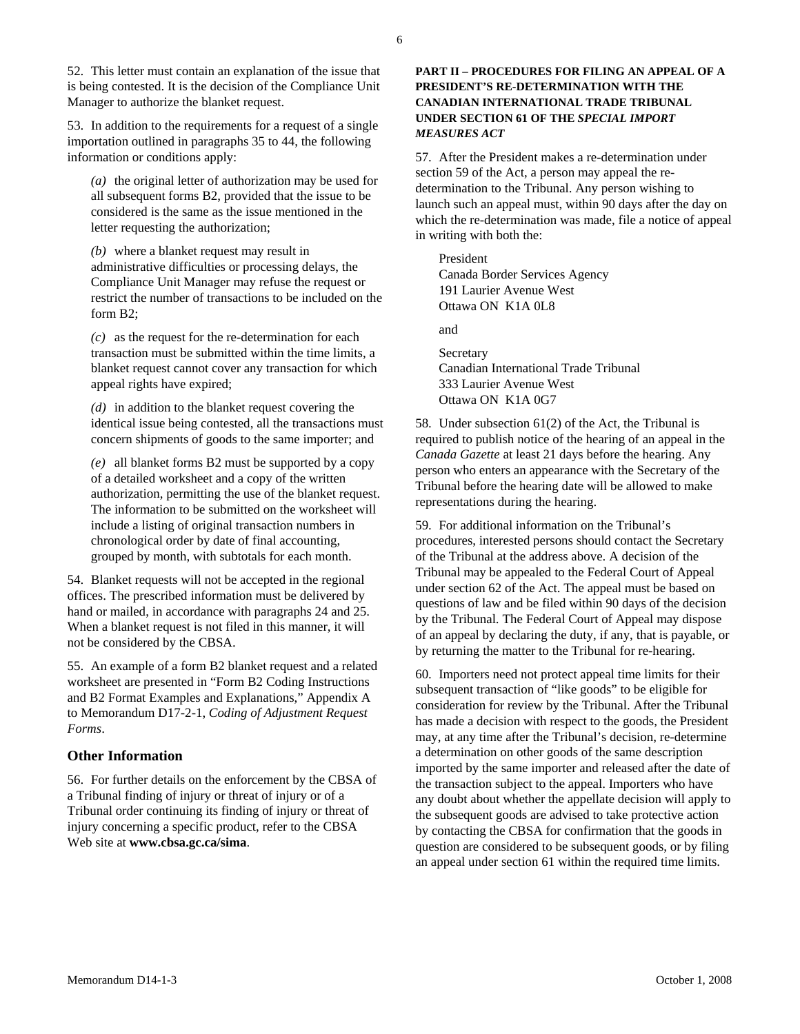52. This letter must contain an explanation of the issue that is being contested. It is the decision of the Compliance Unit Manager to authorize the blanket request.

53. In addition to the requirements for a request of a single importation outlined in paragraphs 35 to 44, the following information or conditions apply:

*(a)* the original letter of authorization may be used for all subsequent forms B2, provided that the issue to be considered is the same as the issue mentioned in the letter requesting the authorization;

*(b)* where a blanket request may result in administrative difficulties or processing delays, the Compliance Unit Manager may refuse the request or restrict the number of transactions to be included on the form B2;

*(c)* as the request for the re-determination for each transaction must be submitted within the time limits, a blanket request cannot cover any transaction for which appeal rights have expired;

*(d)* in addition to the blanket request covering the identical issue being contested, all the transactions must concern shipments of goods to the same importer; and

*(e)* all blanket forms B2 must be supported by a copy of a detailed worksheet and a copy of the written authorization, permitting the use of the blanket request. The information to be submitted on the worksheet will include a listing of original transaction numbers in chronological order by date of final accounting, grouped by month, with subtotals for each month.

54. Blanket requests will not be accepted in the regional offices. The prescribed information must be delivered by hand or mailed, in accordance with paragraphs 24 and 25. When a blanket request is not filed in this manner, it will not be considered by the CBSA.

55. An example of a form B2 blanket request and a related worksheet are presented in "Form B2 Coding Instructions and B2 Format Examples and Explanations," Appendix A to Memorandum D17-2-1, *Coding of Adjustment Request Forms*.

## Other Information

56. For further details on the enforcement by the CBSA of a Tribunal finding of injury or threat of injury or of a Tribunal order continuing its finding of injury or threat of injury concerning a specific product, refer to the CBSA Web site at **www.cbsa.gc.ca/sima**.

**PART II – PROCEDURES FOR FILING AN APPEAL OF A PRESIDENT'S RE-DETERMINATION WITH THE CANADIAN INTERNATIONAL TRADE TRIBUNAL UNDER SECTION 61 OF THE *SPECIAL IMPORT MEASURES ACT***

57. After the President makes a re-determination under section 59 of the Act, a person may appeal the re-determination to the Tribunal. Any person wishing to launch such an appeal must, within 90 days after the day on which the re-determination was made, file a notice of appeal in writing with both the:

President
Canada Border Services Agency
191 Laurier Avenue West
Ottawa ON K1A 0L8

and

Secretary
Canadian International Trade Tribunal
333 Laurier Avenue West
Ottawa ON K1A 0G7

58. Under subsection 61(2) of the Act, the Tribunal is required to publish notice of the hearing of an appeal in the *Canada Gazette* at least 21 days before the hearing. Any person who enters an appearance with the Secretary of the Tribunal before the hearing date will be allowed to make representations during the hearing.

59. For additional information on the Tribunal's procedures, interested persons should contact the Secretary of the Tribunal at the address above. A decision of the Tribunal may be appealed to the Federal Court of Appeal under section 62 of the Act. The appeal must be based on questions of law and be filed within 90 days of the decision by the Tribunal. The Federal Court of Appeal may dispose of an appeal by declaring the duty, if any, that is payable, or by returning the matter to the Tribunal for re-hearing.

60. Importers need not protect appeal time limits for their subsequent transaction of "like goods" to be eligible for consideration for review by the Tribunal. After the Tribunal has made a decision with respect to the goods, the President may, at any time after the Tribunal's decision, re-determine a determination on other goods of the same description imported by the same importer and released after the date of the transaction subject to the appeal. Importers who have any doubt about whether the appellate decision will apply to the subsequent goods are advised to take protective action by contacting the CBSA for confirmation that the goods in question are considered to be subsequent goods, or by filing an appeal under section 61 within the required time limits.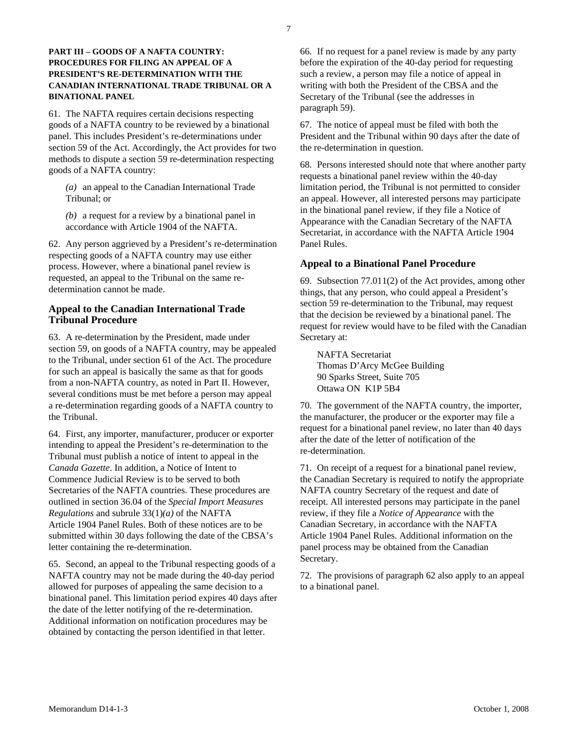**PART III – GOODS OF A NAFTA COUNTRY: PROCEDURES FOR FILING AN APPEAL OF A PRESIDENT'S RE-DETERMINATION WITH THE CANADIAN INTERNATIONAL TRADE TRIBUNAL OR A BINATIONAL PANEL**

61. The NAFTA requires certain decisions respecting goods of a NAFTA country to be reviewed by a binational panel. This includes President's re-determinations under section 59 of the Act. Accordingly, the Act provides for two methods to dispute a section 59 re-determination respecting goods of a NAFTA country:

*(a)* an appeal to the Canadian International Trade Tribunal; or

*(b)* a request for a review by a binational panel in accordance with Article 1904 of the NAFTA.

62. Any person aggrieved by a President's re-determination respecting goods of a NAFTA country may use either process. However, where a binational panel review is requested, an appeal to the Tribunal on the same re-determination cannot be made.

### Appeal to the Canadian International Trade Tribunal Procedure

63. A re-determination by the President, made under section 59, on goods of a NAFTA country, may be appealed to the Tribunal, under section 61 of the Act. The procedure for such an appeal is basically the same as that for goods from a non-NAFTA country, as noted in Part II. However, several conditions must be met before a person may appeal a re-determination regarding goods of a NAFTA country to the Tribunal.

64. First, any importer, manufacturer, producer or exporter intending to appeal the President's re-determination to the Tribunal must publish a notice of intent to appeal in the *Canada Gazette*. In addition, a Notice of Intent to Commence Judicial Review is to be served to both Secretaries of the NAFTA countries. These procedures are outlined in section 36.04 of the *Special Import Measures Regulations* and subrule 33(1)*(a)* of the NAFTA Article 1904 Panel Rules. Both of these notices are to be submitted within 30 days following the date of the CBSA's letter containing the re-determination.

65. Second, an appeal to the Tribunal respecting goods of a NAFTA country may not be made during the 40-day period allowed for purposes of appealing the same decision to a binational panel. This limitation period expires 40 days after the date of the letter notifying of the re-determination. Additional information on notification procedures may be obtained by contacting the person identified in that letter.

66. If no request for a panel review is made by any party before the expiration of the 40-day period for requesting such a review, a person may file a notice of appeal in writing with both the President of the CBSA and the Secretary of the Tribunal (see the addresses in paragraph 59).

67. The notice of appeal must be filed with both the President and the Tribunal within 90 days after the date of the re-determination in question.

68. Persons interested should note that where another party requests a binational panel review within the 40-day limitation period, the Tribunal is not permitted to consider an appeal. However, all interested persons may participate in the binational panel review, if they file a Notice of Appearance with the Canadian Secretary of the NAFTA Secretariat, in accordance with the NAFTA Article 1904 Panel Rules.

### Appeal to a Binational Panel Procedure

69. Subsection 77.011(2) of the Act provides, among other things, that any person, who could appeal a President's section 59 re-determination to the Tribunal, may request that the decision be reviewed by a binational panel. The request for review would have to be filed with the Canadian Secretary at:

NAFTA Secretariat
Thomas D'Arcy McGee Building
90 Sparks Street, Suite 705
Ottawa ON K1P 5B4

70. The government of the NAFTA country, the importer, the manufacturer, the producer or the exporter may file a request for a binational panel review, no later than 40 days after the date of the letter of notification of the re-determination.

71. On receipt of a request for a binational panel review, the Canadian Secretary is required to notify the appropriate NAFTA country Secretary of the request and date of receipt. All interested persons may participate in the panel review, if they file a *Notice of Appearance* with the Canadian Secretary, in accordance with the NAFTA Article 1904 Panel Rules. Additional information on the panel process may be obtained from the Canadian Secretary.

72. The provisions of paragraph 62 also apply to an appeal to a binational panel.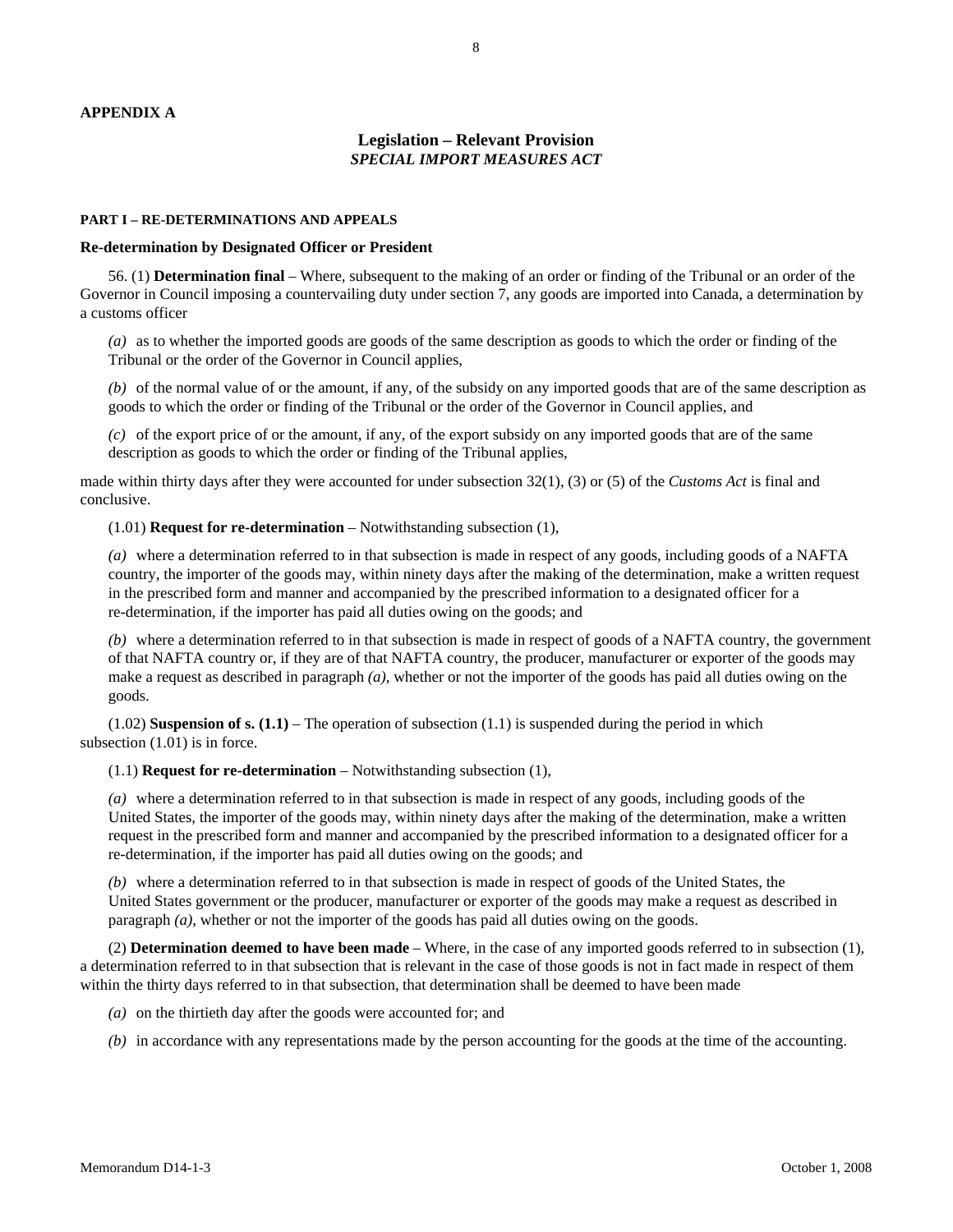**APPENDIX A**

## Legislation – Relevant Provision
### *SPECIAL IMPORT MEASURES ACT*

**PART I – RE-DETERMINATIONS AND APPEALS**

**Re-determination by Designated Officer or President**

56. (1) **Determination final** – Where, subsequent to the making of an order or finding of the Tribunal or an order of the Governor in Council imposing a countervailing duty under section 7, any goods are imported into Canada, a determination by a customs officer

*(a)* as to whether the imported goods are goods of the same description as goods to which the order or finding of the Tribunal or the order of the Governor in Council applies,

*(b)* of the normal value of or the amount, if any, of the subsidy on any imported goods that are of the same description as goods to which the order or finding of the Tribunal or the order of the Governor in Council applies, and

*(c)* of the export price of or the amount, if any, of the export subsidy on any imported goods that are of the same description as goods to which the order or finding of the Tribunal applies,

made within thirty days after they were accounted for under subsection 32(1), (3) or (5) of the *Customs Act* is final and conclusive.

(1.01) **Request for re-determination** – Notwithstanding subsection (1),

*(a)* where a determination referred to in that subsection is made in respect of any goods, including goods of a NAFTA country, the importer of the goods may, within ninety days after the making of the determination, make a written request in the prescribed form and manner and accompanied by the prescribed information to a designated officer for a re-determination, if the importer has paid all duties owing on the goods; and

*(b)* where a determination referred to in that subsection is made in respect of goods of a NAFTA country, the government of that NAFTA country or, if they are of that NAFTA country, the producer, manufacturer or exporter of the goods may make a request as described in paragraph *(a)*, whether or not the importer of the goods has paid all duties owing on the goods.

(1.02) **Suspension of s. (1.1)** – The operation of subsection (1.1) is suspended during the period in which subsection (1.01) is in force.

(1.1) **Request for re-determination** – Notwithstanding subsection (1),

*(a)* where a determination referred to in that subsection is made in respect of any goods, including goods of the United States, the importer of the goods may, within ninety days after the making of the determination, make a written request in the prescribed form and manner and accompanied by the prescribed information to a designated officer for a re-determination, if the importer has paid all duties owing on the goods; and

*(b)* where a determination referred to in that subsection is made in respect of goods of the United States, the United States government or the producer, manufacturer or exporter of the goods may make a request as described in paragraph *(a)*, whether or not the importer of the goods has paid all duties owing on the goods.

(2) **Determination deemed to have been made** – Where, in the case of any imported goods referred to in subsection (1), a determination referred to in that subsection that is relevant in the case of those goods is not in fact made in respect of them within the thirty days referred to in that subsection, that determination shall be deemed to have been made

*(a)* on the thirtieth day after the goods were accounted for; and

*(b)* in accordance with any representations made by the person accounting for the goods at the time of the accounting.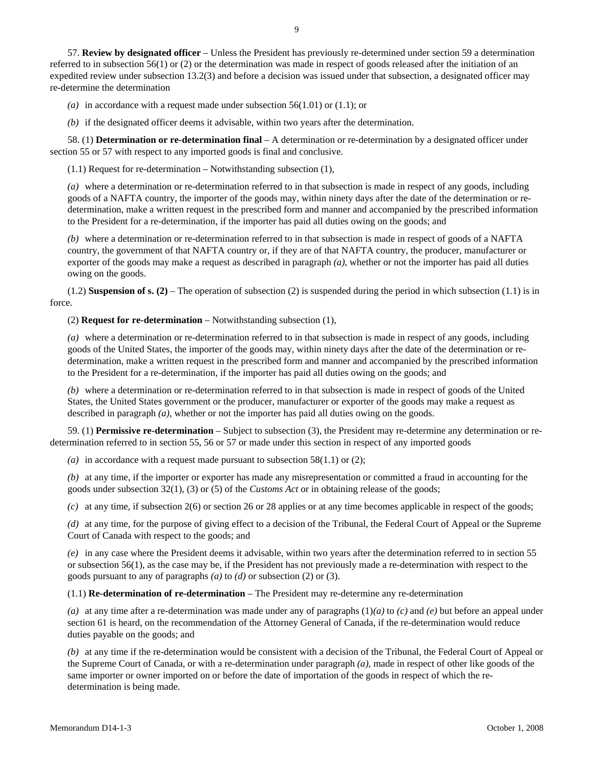57. **Review by designated officer** – Unless the President has previously re-determined under section 59 a determination referred to in subsection 56(1) or (2) or the determination was made in respect of goods released after the initiation of an expedited review under subsection 13.2(3) and before a decision was issued under that subsection, a designated officer may re-determine the determination

*(a)* in accordance with a request made under subsection 56(1.01) or (1.1); or

*(b)* if the designated officer deems it advisable, within two years after the determination.

58. (1) **Determination or re-determination final** – A determination or re-determination by a designated officer under section 55 or 57 with respect to any imported goods is final and conclusive.

(1.1) Request for re-determination – Notwithstanding subsection (1),

*(a)* where a determination or re-determination referred to in that subsection is made in respect of any goods, including goods of a NAFTA country, the importer of the goods may, within ninety days after the date of the determination or re-determination, make a written request in the prescribed form and manner and accompanied by the prescribed information to the President for a re-determination, if the importer has paid all duties owing on the goods; and

*(b)* where a determination or re-determination referred to in that subsection is made in respect of goods of a NAFTA country, the government of that NAFTA country or, if they are of that NAFTA country, the producer, manufacturer or exporter of the goods may make a request as described in paragraph *(a)*, whether or not the importer has paid all duties owing on the goods.

(1.2) **Suspension of s. (2)** – The operation of subsection (2) is suspended during the period in which subsection (1.1) is in force.

(2) **Request for re-determination** – Notwithstanding subsection (1),

*(a)* where a determination or re-determination referred to in that subsection is made in respect of any goods, including goods of the United States, the importer of the goods may, within ninety days after the date of the determination or re-determination, make a written request in the prescribed form and manner and accompanied by the prescribed information to the President for a re-determination, if the importer has paid all duties owing on the goods; and

*(b)* where a determination or re-determination referred to in that subsection is made in respect of goods of the United States, the United States government or the producer, manufacturer or exporter of the goods may make a request as described in paragraph *(a)*, whether or not the importer has paid all duties owing on the goods.

59. (1) **Permissive re-determination** – Subject to subsection (3), the President may re-determine any determination or re-determination referred to in section 55, 56 or 57 or made under this section in respect of any imported goods

*(a)* in accordance with a request made pursuant to subsection 58(1.1) or (2);

*(b)* at any time, if the importer or exporter has made any misrepresentation or committed a fraud in accounting for the goods under subsection 32(1), (3) or (5) of the *Customs Act* or in obtaining release of the goods;

*(c)* at any time, if subsection 2(6) or section 26 or 28 applies or at any time becomes applicable in respect of the goods;

*(d)* at any time, for the purpose of giving effect to a decision of the Tribunal, the Federal Court of Appeal or the Supreme Court of Canada with respect to the goods; and

*(e)* in any case where the President deems it advisable, within two years after the determination referred to in section 55 or subsection 56(1), as the case may be, if the President has not previously made a re-determination with respect to the goods pursuant to any of paragraphs *(a)* to *(d)* or subsection (2) or (3).

(1.1) **Re-determination of re-determination** – The President may re-determine any re-determination

*(a)* at any time after a re-determination was made under any of paragraphs (1)*(a)* to *(c)* and *(e)* but before an appeal under section 61 is heard, on the recommendation of the Attorney General of Canada, if the re-determination would reduce duties payable on the goods; and

*(b)* at any time if the re-determination would be consistent with a decision of the Tribunal, the Federal Court of Appeal or the Supreme Court of Canada, or with a re-determination under paragraph *(a)*, made in respect of other like goods of the same importer or owner imported on or before the date of importation of the goods in respect of which the re-determination is being made.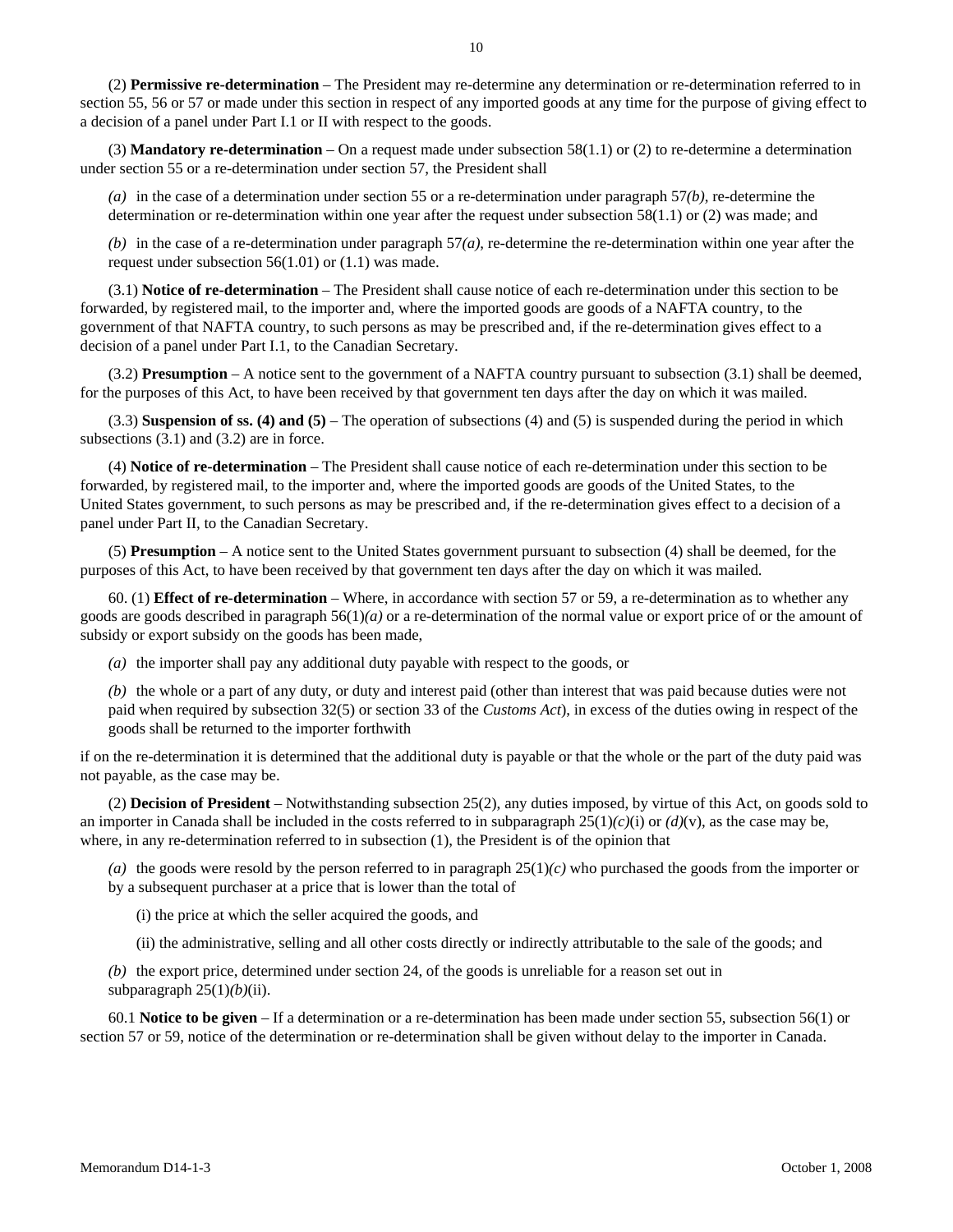(2) **Permissive re-determination** – The President may re-determine any determination or re-determination referred to in section 55, 56 or 57 or made under this section in respect of any imported goods at any time for the purpose of giving effect to a decision of a panel under Part I.1 or II with respect to the goods.

(3) **Mandatory re-determination** – On a request made under subsection 58(1.1) or (2) to re-determine a determination under section 55 or a re-determination under section 57, the President shall

*(a)* in the case of a determination under section 55 or a re-determination under paragraph 57*(b)*, re-determine the determination or re-determination within one year after the request under subsection 58(1.1) or (2) was made; and

*(b)* in the case of a re-determination under paragraph 57*(a)*, re-determine the re-determination within one year after the request under subsection 56(1.01) or (1.1) was made.

(3.1) **Notice of re-determination** – The President shall cause notice of each re-determination under this section to be forwarded, by registered mail, to the importer and, where the imported goods are goods of a NAFTA country, to the government of that NAFTA country, to such persons as may be prescribed and, if the re-determination gives effect to a decision of a panel under Part I.1, to the Canadian Secretary.

(3.2) **Presumption** – A notice sent to the government of a NAFTA country pursuant to subsection (3.1) shall be deemed, for the purposes of this Act, to have been received by that government ten days after the day on which it was mailed.

(3.3) **Suspension of ss. (4) and (5)** – The operation of subsections (4) and (5) is suspended during the period in which subsections (3.1) and (3.2) are in force.

(4) **Notice of re-determination** – The President shall cause notice of each re-determination under this section to be forwarded, by registered mail, to the importer and, where the imported goods are goods of the United States, to the United States government, to such persons as may be prescribed and, if the re-determination gives effect to a decision of a panel under Part II, to the Canadian Secretary.

(5) **Presumption** – A notice sent to the United States government pursuant to subsection (4) shall be deemed, for the purposes of this Act, to have been received by that government ten days after the day on which it was mailed.

60. (1) **Effect of re-determination** – Where, in accordance with section 57 or 59, a re-determination as to whether any goods are goods described in paragraph 56(1)*(a)* or a re-determination of the normal value or export price of or the amount of subsidy or export subsidy on the goods has been made,

*(a)* the importer shall pay any additional duty payable with respect to the goods, or

*(b)* the whole or a part of any duty, or duty and interest paid (other than interest that was paid because duties were not paid when required by subsection 32(5) or section 33 of the *Customs Act*), in excess of the duties owing in respect of the goods shall be returned to the importer forthwith

if on the re-determination it is determined that the additional duty is payable or that the whole or the part of the duty paid was not payable, as the case may be.

(2) **Decision of President** – Notwithstanding subsection 25(2), any duties imposed, by virtue of this Act, on goods sold to an importer in Canada shall be included in the costs referred to in subparagraph 25(1)*(c)*(i) or *(d)*(v), as the case may be, where, in any re-determination referred to in subsection (1), the President is of the opinion that

*(a)* the goods were resold by the person referred to in paragraph 25(1)*(c)* who purchased the goods from the importer or by a subsequent purchaser at a price that is lower than the total of

(i) the price at which the seller acquired the goods, and

(ii) the administrative, selling and all other costs directly or indirectly attributable to the sale of the goods; and

*(b)* the export price, determined under section 24, of the goods is unreliable for a reason set out in subparagraph 25(1)*(b)*(ii).

60.1 **Notice to be given** – If a determination or a re-determination has been made under section 55, subsection 56(1) or section 57 or 59, notice of the determination or re-determination shall be given without delay to the importer in Canada.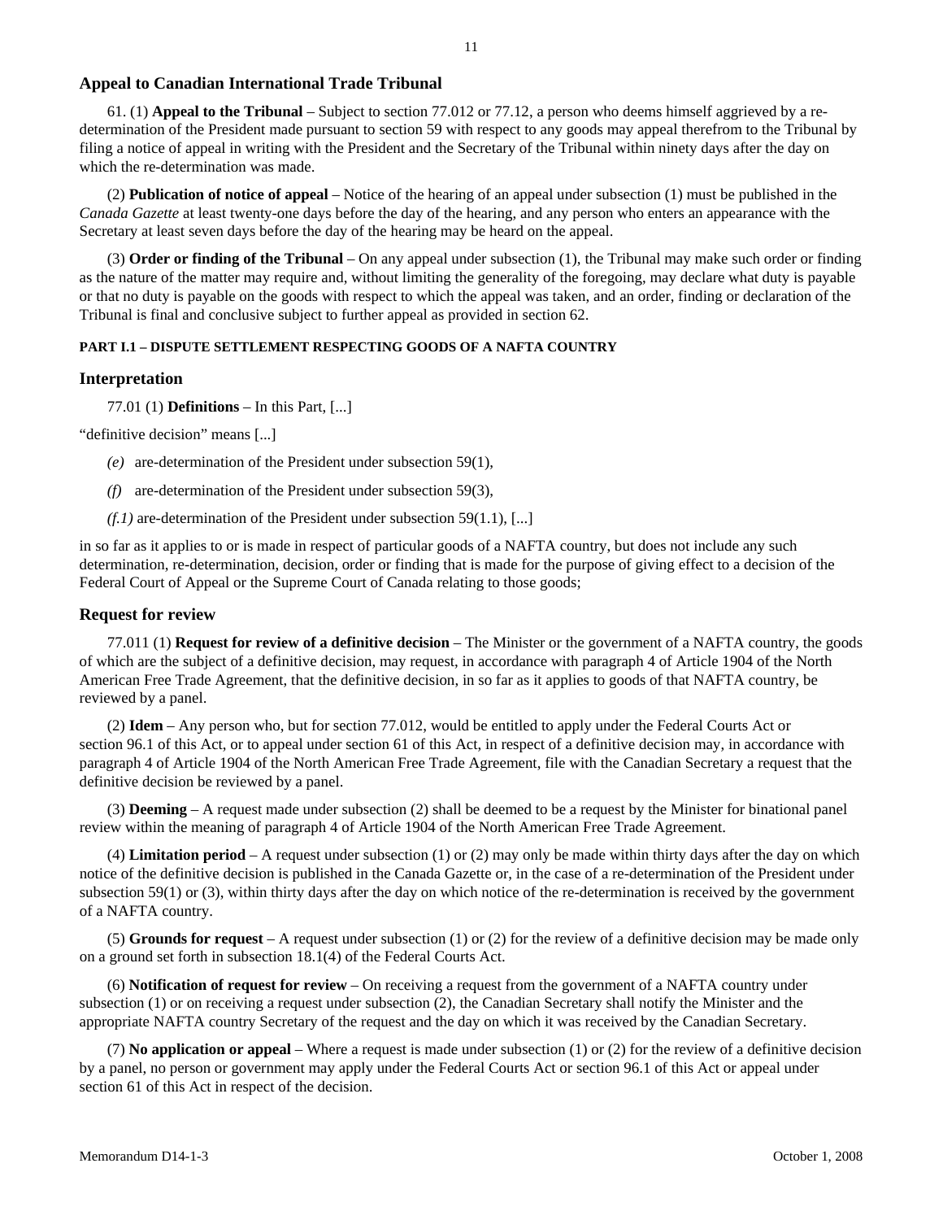## Appeal to Canadian International Trade Tribunal

61. (1) **Appeal to the Tribunal** – Subject to section 77.012 or 77.12, a person who deems himself aggrieved by a re-determination of the President made pursuant to section 59 with respect to any goods may appeal therefrom to the Tribunal by filing a notice of appeal in writing with the President and the Secretary of the Tribunal within ninety days after the day on which the re-determination was made.

(2) **Publication of notice of appeal** – Notice of the hearing of an appeal under subsection (1) must be published in the *Canada Gazette* at least twenty-one days before the day of the hearing, and any person who enters an appearance with the Secretary at least seven days before the day of the hearing may be heard on the appeal.

(3) **Order or finding of the Tribunal** – On any appeal under subsection (1), the Tribunal may make such order or finding as the nature of the matter may require and, without limiting the generality of the foregoing, may declare what duty is payable or that no duty is payable on the goods with respect to which the appeal was taken, and an order, finding or declaration of the Tribunal is final and conclusive subject to further appeal as provided in section 62.

#### PART I.1 – DISPUTE SETTLEMENT RESPECTING GOODS OF A NAFTA COUNTRY

## Interpretation

77.01 (1) **Definitions** – In this Part, [...]

"definitive decision" means [...]

*(e)* are-determination of the President under subsection 59(1),

*(f)* are-determination of the President under subsection 59(3),

*(f.1)* are-determination of the President under subsection 59(1.1), [...]

in so far as it applies to or is made in respect of particular goods of a NAFTA country, but does not include any such determination, re-determination, decision, order or finding that is made for the purpose of giving effect to a decision of the Federal Court of Appeal or the Supreme Court of Canada relating to those goods;

## Request for review

77.011 (1) **Request for review of a definitive decision** – The Minister or the government of a NAFTA country, the goods of which are the subject of a definitive decision, may request, in accordance with paragraph 4 of Article 1904 of the North American Free Trade Agreement, that the definitive decision, in so far as it applies to goods of that NAFTA country, be reviewed by a panel.

(2) **Idem** – Any person who, but for section 77.012, would be entitled to apply under the Federal Courts Act or section 96.1 of this Act, or to appeal under section 61 of this Act, in respect of a definitive decision may, in accordance with paragraph 4 of Article 1904 of the North American Free Trade Agreement, file with the Canadian Secretary a request that the definitive decision be reviewed by a panel.

(3) **Deeming** – A request made under subsection (2) shall be deemed to be a request by the Minister for binational panel review within the meaning of paragraph 4 of Article 1904 of the North American Free Trade Agreement.

(4) **Limitation period** – A request under subsection (1) or (2) may only be made within thirty days after the day on which notice of the definitive decision is published in the Canada Gazette or, in the case of a re-determination of the President under subsection 59(1) or (3), within thirty days after the day on which notice of the re-determination is received by the government of a NAFTA country.

(5) **Grounds for request** – A request under subsection (1) or (2) for the review of a definitive decision may be made only on a ground set forth in subsection 18.1(4) of the Federal Courts Act.

(6) **Notification of request for review** – On receiving a request from the government of a NAFTA country under subsection (1) or on receiving a request under subsection (2), the Canadian Secretary shall notify the Minister and the appropriate NAFTA country Secretary of the request and the day on which it was received by the Canadian Secretary.

(7) **No application or appeal** – Where a request is made under subsection (1) or (2) for the review of a definitive decision by a panel, no person or government may apply under the Federal Courts Act or section 96.1 of this Act or appeal under section 61 of this Act in respect of the decision.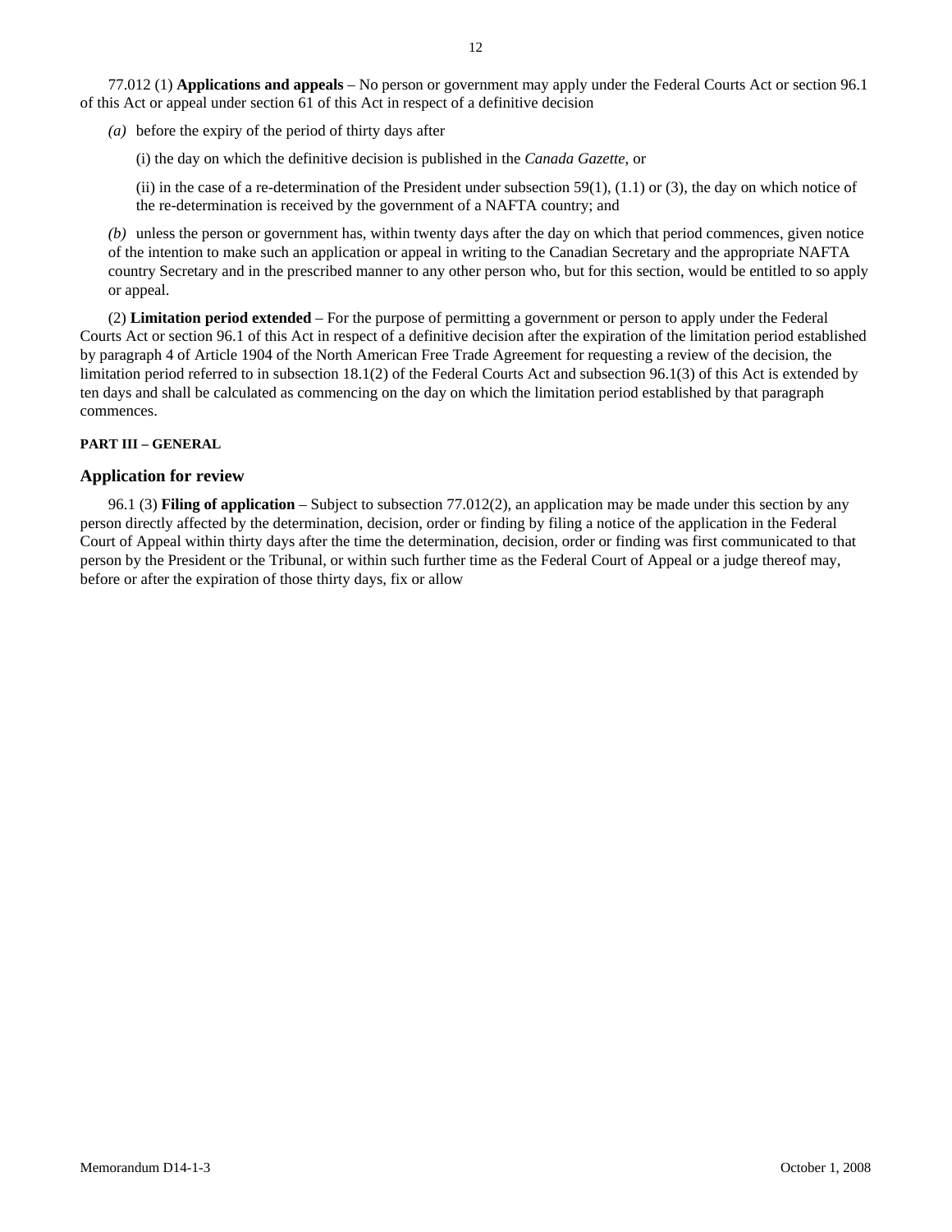77.012 (1) **Applications and appeals** – No person or government may apply under the Federal Courts Act or section 96.1 of this Act or appeal under section 61 of this Act in respect of a definitive decision

*(a)* before the expiry of the period of thirty days after

(i) the day on which the definitive decision is published in the *Canada Gazette*, or

(ii) in the case of a re-determination of the President under subsection 59(1), (1.1) or (3), the day on which notice of the re-determination is received by the government of a NAFTA country; and

*(b)* unless the person or government has, within twenty days after the day on which that period commences, given notice of the intention to make such an application or appeal in writing to the Canadian Secretary and the appropriate NAFTA country Secretary and in the prescribed manner to any other person who, but for this section, would be entitled to so apply or appeal.

(2) **Limitation period extended** – For the purpose of permitting a government or person to apply under the Federal Courts Act or section 96.1 of this Act in respect of a definitive decision after the expiration of the limitation period established by paragraph 4 of Article 1904 of the North American Free Trade Agreement for requesting a review of the decision, the limitation period referred to in subsection 18.1(2) of the Federal Courts Act and subsection 96.1(3) of this Act is extended by ten days and shall be calculated as commencing on the day on which the limitation period established by that paragraph commences.

**PART III – GENERAL**

### Application for review

96.1 (3) **Filing of application** – Subject to subsection 77.012(2), an application may be made under this section by any person directly affected by the determination, decision, order or finding by filing a notice of the application in the Federal Court of Appeal within thirty days after the time the determination, decision, order or finding was first communicated to that person by the President or the Tribunal, or within such further time as the Federal Court of Appeal or a judge thereof may, before or after the expiration of those thirty days, fix or allow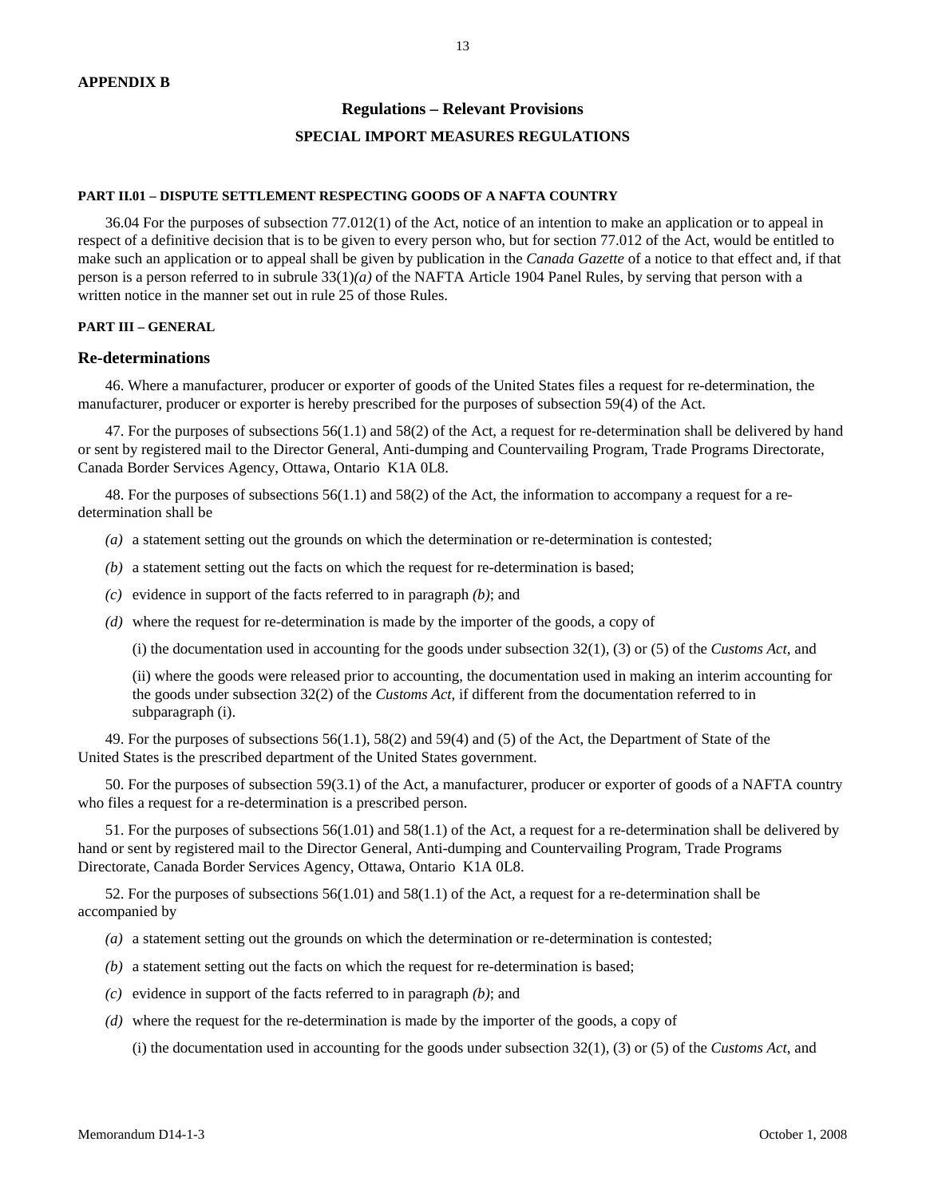**APPENDIX B**

## Regulations – Relevant Provisions

### SPECIAL IMPORT MEASURES REGULATIONS

**PART II.01 – DISPUTE SETTLEMENT RESPECTING GOODS OF A NAFTA COUNTRY**

36.04 For the purposes of subsection 77.012(1) of the Act, notice of an intention to make an application or to appeal in respect of a definitive decision that is to be given to every person who, but for section 77.012 of the Act, would be entitled to make such an application or to appeal shall be given by publication in the *Canada Gazette* of a notice to that effect and, if that person is a person referred to in subrule 33(1)*(a)* of the NAFTA Article 1904 Panel Rules, by serving that person with a written notice in the manner set out in rule 25 of those Rules.

**PART III – GENERAL**

### Re-determinations

46. Where a manufacturer, producer or exporter of goods of the United States files a request for re-determination, the manufacturer, producer or exporter is hereby prescribed for the purposes of subsection 59(4) of the Act.

47. For the purposes of subsections 56(1.1) and 58(2) of the Act, a request for re-determination shall be delivered by hand or sent by registered mail to the Director General, Anti-dumping and Countervailing Program, Trade Programs Directorate, Canada Border Services Agency, Ottawa, Ontario K1A 0L8.

48. For the purposes of subsections 56(1.1) and 58(2) of the Act, the information to accompany a request for a re-determination shall be

*(a)* a statement setting out the grounds on which the determination or re-determination is contested;

*(b)* a statement setting out the facts on which the request for re-determination is based;

*(c)* evidence in support of the facts referred to in paragraph *(b)*; and

*(d)* where the request for re-determination is made by the importer of the goods, a copy of

(i) the documentation used in accounting for the goods under subsection 32(1), (3) or (5) of the *Customs Act*, and

(ii) where the goods were released prior to accounting, the documentation used in making an interim accounting for the goods under subsection 32(2) of the *Customs Act*, if different from the documentation referred to in subparagraph (i).

49. For the purposes of subsections 56(1.1), 58(2) and 59(4) and (5) of the Act, the Department of State of the United States is the prescribed department of the United States government.

50. For the purposes of subsection 59(3.1) of the Act, a manufacturer, producer or exporter of goods of a NAFTA country who files a request for a re-determination is a prescribed person.

51. For the purposes of subsections 56(1.01) and 58(1.1) of the Act, a request for a re-determination shall be delivered by hand or sent by registered mail to the Director General, Anti-dumping and Countervailing Program, Trade Programs Directorate, Canada Border Services Agency, Ottawa, Ontario K1A 0L8.

52. For the purposes of subsections 56(1.01) and 58(1.1) of the Act, a request for a re-determination shall be accompanied by

*(a)* a statement setting out the grounds on which the determination or re-determination is contested;

*(b)* a statement setting out the facts on which the request for re-determination is based;

*(c)* evidence in support of the facts referred to in paragraph *(b)*; and

*(d)* where the request for the re-determination is made by the importer of the goods, a copy of

(i) the documentation used in accounting for the goods under subsection 32(1), (3) or (5) of the *Customs Act*, and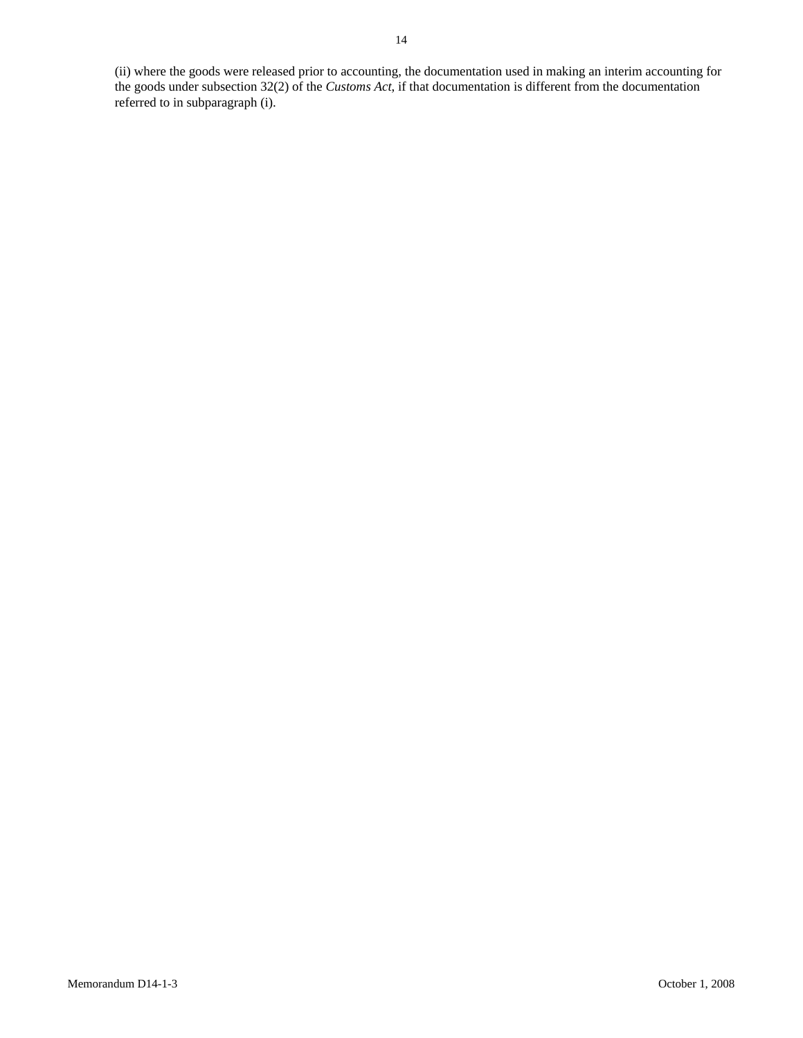(ii) where the goods were released prior to accounting, the documentation used in making an interim accounting for the goods under subsection 32(2) of the *Customs Act*, if that documentation is different from the documentation referred to in subparagraph (i).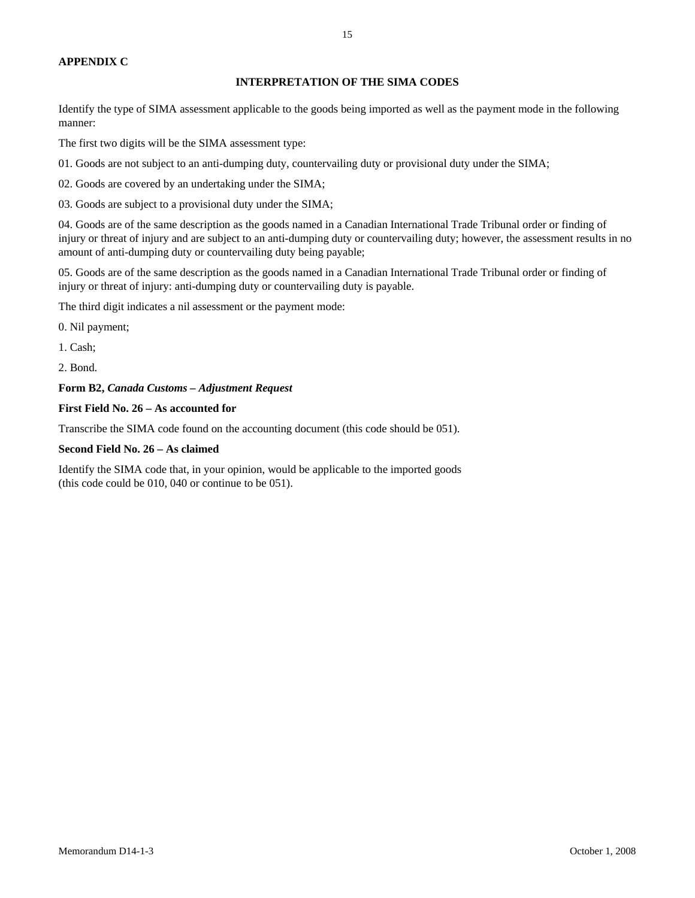**APPENDIX C**

**INTERPRETATION OF THE SIMA CODES**

Identify the type of SIMA assessment applicable to the goods being imported as well as the payment mode in the following manner:

The first two digits will be the SIMA assessment type:

01. Goods are not subject to an anti-dumping duty, countervailing duty or provisional duty under the SIMA;

02. Goods are covered by an undertaking under the SIMA;

03. Goods are subject to a provisional duty under the SIMA;

04. Goods are of the same description as the goods named in a Canadian International Trade Tribunal order or finding of injury or threat of injury and are subject to an anti-dumping duty or countervailing duty; however, the assessment results in no amount of anti-dumping duty or countervailing duty being payable;

05. Goods are of the same description as the goods named in a Canadian International Trade Tribunal order or finding of injury or threat of injury: anti-dumping duty or countervailing duty is payable.

The third digit indicates a nil assessment or the payment mode:

0. Nil payment;

1. Cash;

2. Bond.

**Form B2, *Canada Customs – Adjustment Request***

**First Field No. 26 – As accounted for**

Transcribe the SIMA code found on the accounting document (this code should be 051).

**Second Field No. 26 – As claimed**

Identify the SIMA code that, in your opinion, would be applicable to the imported goods (this code could be 010, 040 or continue to be 051).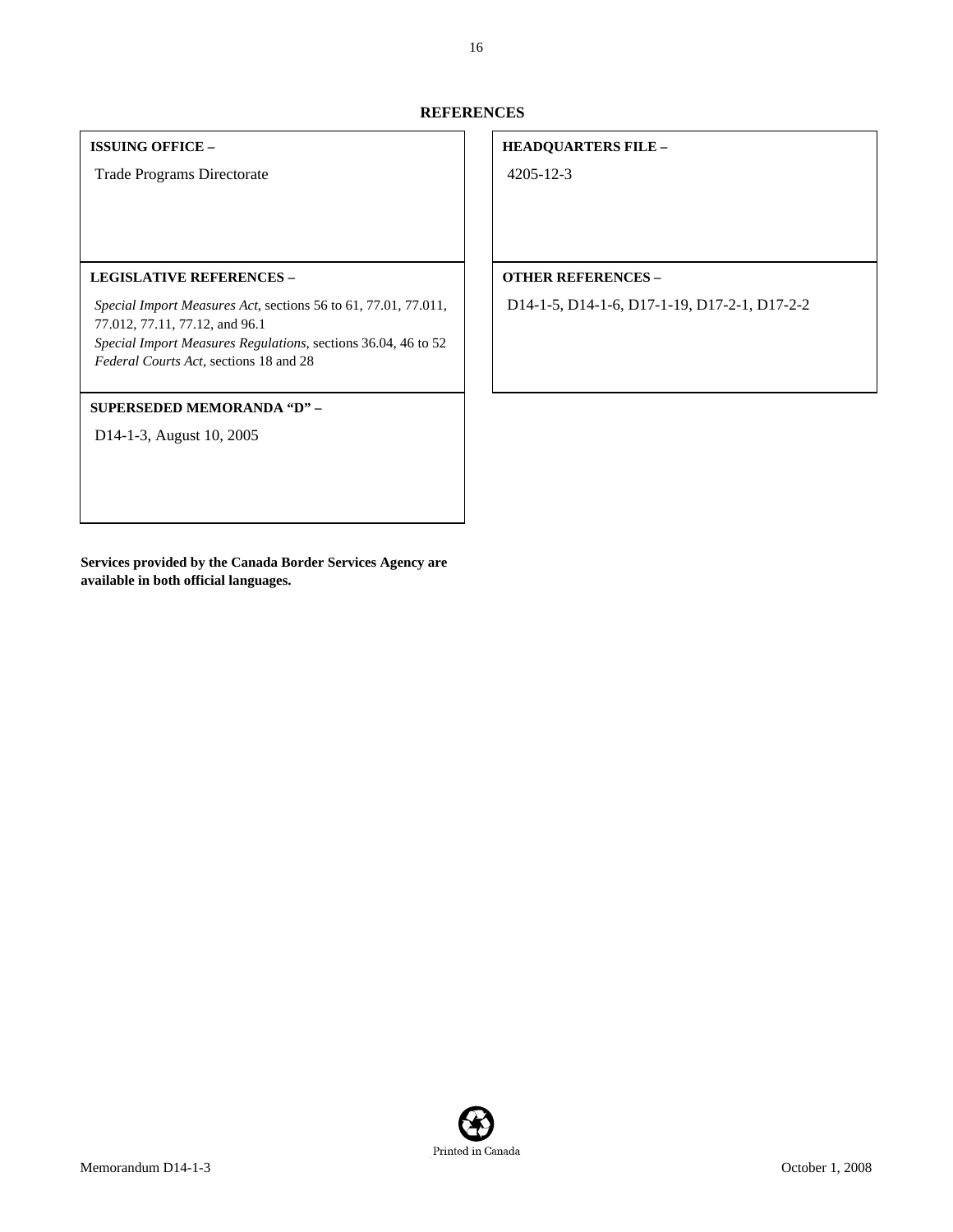## REFERENCES

**ISSUING OFFICE –**

Trade Programs Directorate

**HEADQUARTERS FILE –**

4205-12-3

**LEGISLATIVE REFERENCES –**

*Special Import Measures Act*, sections 56 to 61, 77.01, 77.011, 77.012, 77.11, 77.12, and 96.1
*Special Import Measures Regulations*, sections 36.04, 46 to 52
*Federal Courts Act*, sections 18 and 28

**OTHER REFERENCES –**

D14-1-5, D14-1-6, D17-1-19, D17-2-1, D17-2-2

**SUPERSEDED MEMORANDA "D" –**

D14-1-3, August 10, 2005

**Services provided by the Canada Border Services Agency are available in both official languages.**

Printed in Canada